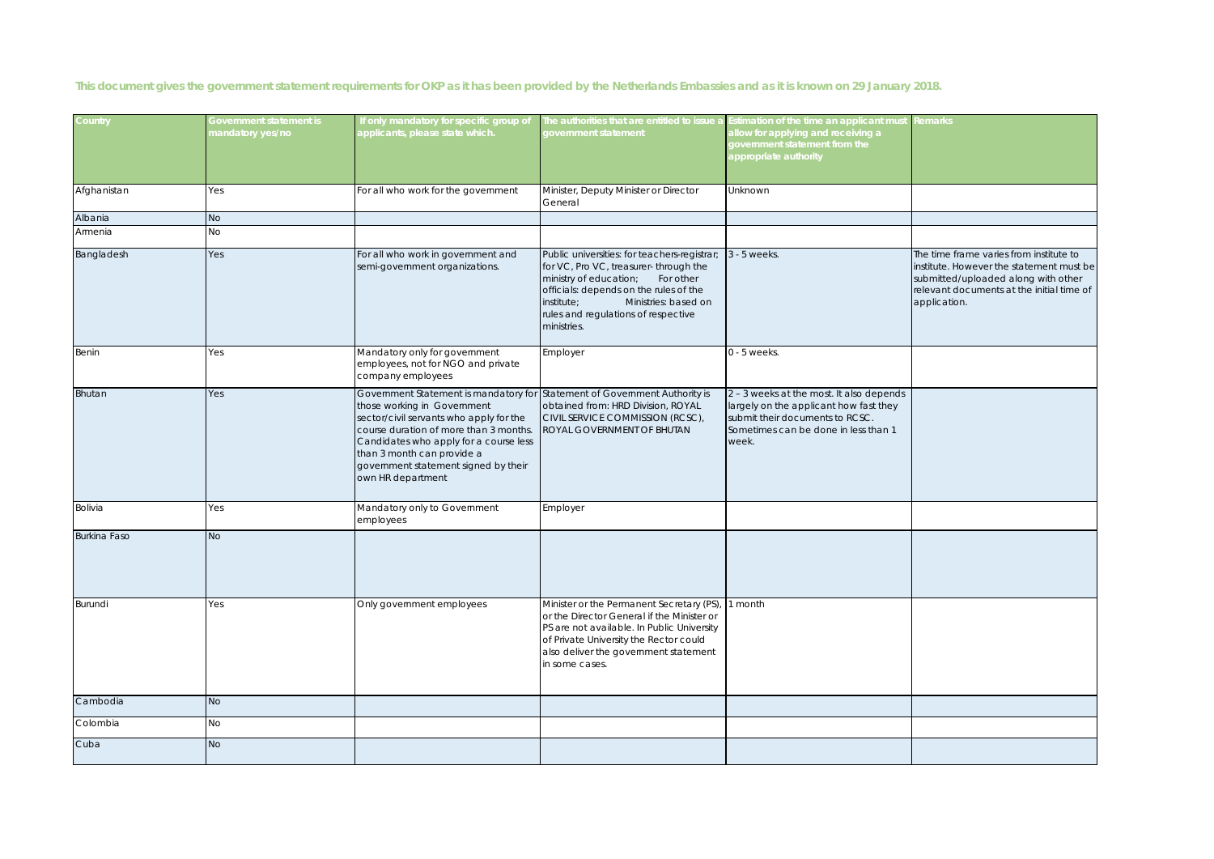**This document gives the government statement requirements for OKP as it has been provided by the Netherlands Embassies and as it is known on 29 January 2018.**

| Country | Government statement is mandatory yes/no | If only mandatory for specific group of applicants, please state which. | The authorities that are entitled to issue a government statement | Estimation of the time an applicant must allow for applying and receiving a government statement from the appropriate authority | Remarks |
|---|---|---|---|---|---|
| Afghanistan | Yes | For all who work for the government | Minister, Deputy Minister or Director General | Unknown | |
| Albania | No | | | | |
| Armenia | No | | | | |
| Bangladesh | Yes | For all who work in government and semi-government organizations. | Public universities: for teachers-registrar; for VC, Pro VC, treasurer- through the ministry of education; For other officials: depends on the rules of the institute; Ministries: based on rules and regulations of respective ministries. | 3 - 5 weeks. | The time frame varies from institute to institute. However the statement must be submitted/uploaded along with other relevant documents at the initial time of application. |
| Benin | Yes | Mandatory only for government employees, not for NGO and private company employees | Employer | 0 - 5 weeks. | |
| Bhutan | Yes | Government Statement is mandatory for those working in Government sector/civil servants who apply for the course duration of more than 3 months. Candidates who apply for a course less than 3 month can provide a government statement signed by their own HR department | Statement of Government Authority is obtained from: HRD Division, ROYAL CIVIL SERVICE COMMISSION (RCSC), ROYAL GOVERNMENT OF BHUTAN | 2 – 3 weeks at the most. It also depends largely on the applicant how fast they submit their documents to RCSC. Sometimes can be done in less than 1 week. | |
| Bolivia | Yes | Mandatory only to Government employees | Employer | | |
| Burkina Faso | No | | | | |
| Burundi | Yes | Only government employees | Minister or the Permanent Secretary (PS), or the Director General if the Minister or PS are not available. In Public University of Private University the Rector could also deliver the government statement in some cases. | 1 month | |
| Cambodia | No | | | | |
| Colombia | No | | | | |
| Cuba | No | | | | |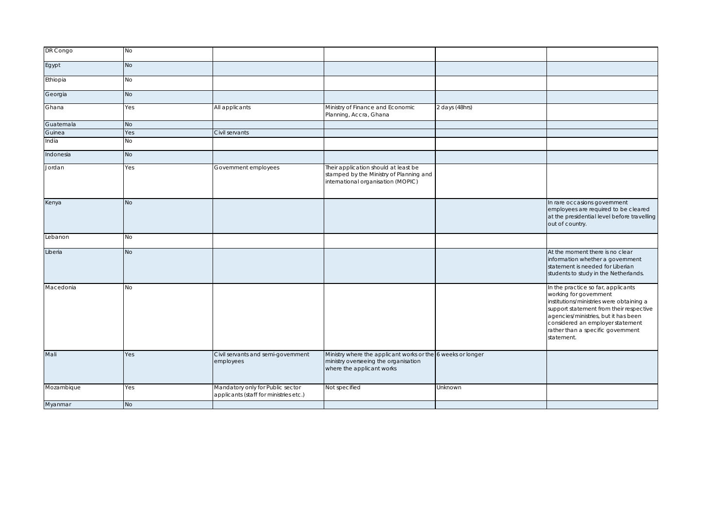| | | | | | |
|---|---|---|---|---|---|
| DR Congo | No | | | | |
| Egypt | No | | | | |
| Ethiopia | No | | | | |
| Georgia | No | | | | |
| Ghana | Yes | All applicants | Ministry of Finance and Economic Planning, Accra, Ghana | 2 days (48hrs) | |
| Guatemala | No | | | | |
| Guinea | Yes | Civil servants | | | |
| India | No | | | | |
| Indonesia | No | | | | |
| Jordan | Yes | Government employees | Their application should at least be stamped by the Ministry of Planning and international organisation (MOPIC) | | |
| Kenya | No | | | | In rare occasions government employees are required to be cleared at the presidential level before travelling out of country. |
| Lebanon | No | | | | |
| Liberia | No | | | | At the moment there is no clear information whether a government statement is needed for Liberian students to study in the Netherlands. |
| Macedonia | No | | | | In the practice so far, applicants working for government institutions/ministries were obtaining a support statement from their respective agencies/ministries, but it has been considered an employer statement rather than a specific government statement. |
| Mali | Yes | Civil servants and semi-government employees | Ministry where the applicant works or the ministry overseeing the organisation where the applicant works | 6 weeks or longer | |
| Mozambique | Yes | Mandatory only for Public sector applicants (staff for ministries etc.) | Not specified | Unknown | |
| Myanmar | No | | | | |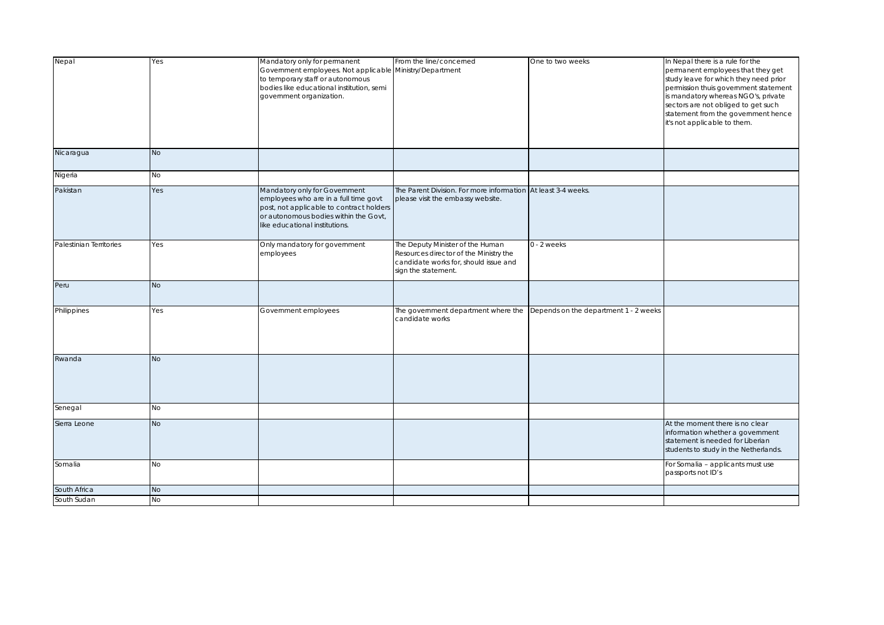| Nepal | Yes | Mandatory only for permanent Government employees. Not applicable to temporary staff or autonomous bodies like educational institution, semi government organization. | From the line/concerned Ministry/Department | One to two weeks | In Nepal there is a rule for the permanent employees that they get study leave for which they need prior permission thuis government statement is mandatory whereas NGO's, private sectors are not obliged to get such statement from the government hence it's not applicable to them. |
|---|---|---|---|---|---|
| Nicaragua | No | | | | |
| Nigeria | No | | | | |
| Pakistan | Yes | Mandatory only for Government employees who are in a full time govt post, not applicable to contract holders or autonomous bodies within the Govt, like educational institutions. | The Parent Division. For more information please visit the embassy website. | At least 3-4 weeks. | |
| Palestinian Territories | Yes | Only mandatory for government employees | The Deputy Minister of the Human Resources director of the Ministry the candidate works for, should issue and sign the statement. | 0 - 2 weeks | |
| Peru | No | | | | |
| Philippines | Yes | Government employees | The government department where the candidate works | Depends on the department 1 - 2 weeks | |
| Rwanda | No | | | | |
| Senegal | No | | | | |
| Sierra Leone | No | | | | At the moment there is no clear information whether a government statement is needed for Liberian students to study in the Netherlands. |
| Somalia | No | | | | For Somalia – applicants must use passports not ID's |
| South Africa | No | | | | |
| South Sudan | No | | | | |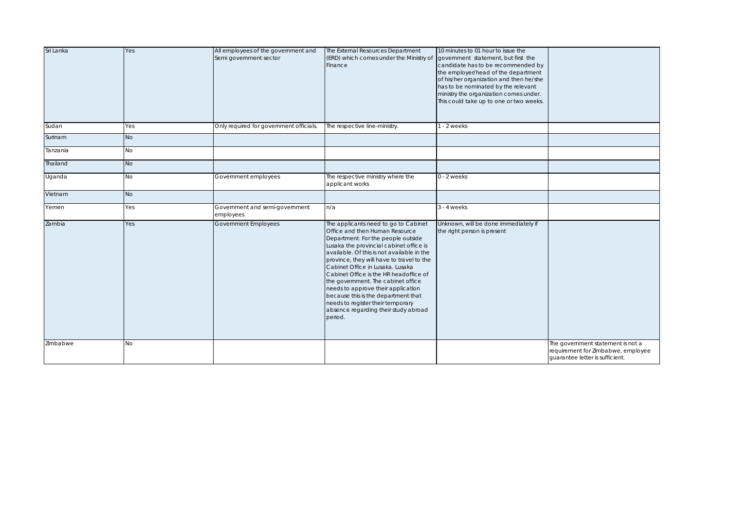| | | | | | |
|---|---|---|---|---|---|
| Sri Lanka | Yes | All employees of the government and Semi government sector | The External Resources Department (ERD) which comes under the Ministry of Finance | 10 minutes to 01 hour to issue the government statement, but first the candidate has to be recommended by the employer/head of the department of his/her organization and then he/she has to be nominated by the relevant ministry the organization comes under. This could take up to one or two weeks. | |
| Sudan | Yes | Only required for government officials. | The respective line-ministry. | 1 - 2 weeks | |
| Surinam | No | | | | |
| Tanzania | No | | | | |
| Thailand | No | | | | |
| Uganda | No | Government employees | The respective ministry where the applicant works | 0 - 2 weeks | |
| Vietnam | No | | | | |
| Yemen | Yes | Government and semi-government employees | n/a | 3 - 4 weeks | |
| Zambia | Yes | Government Employees | The applicants need to go to Cabinet Office and then Human Resource Department. For the people outside Lusaka the provincial cabinet office is available. Of this is not available in the province, they will have to travel to the Cabinet Office in Lusaka. Lusaka Cabinet Office is the HR headoffice of the government. The cabinet office needs to approve their application because this is the department that needs to register their temporary absence regarding their study abroad period. | Unknown, will be done immediately if the right person is present | |
| Zimbabwe | No | | | | The government statement is not a requirement for Zimbabwe, employee guarantee letter is sufficient. |